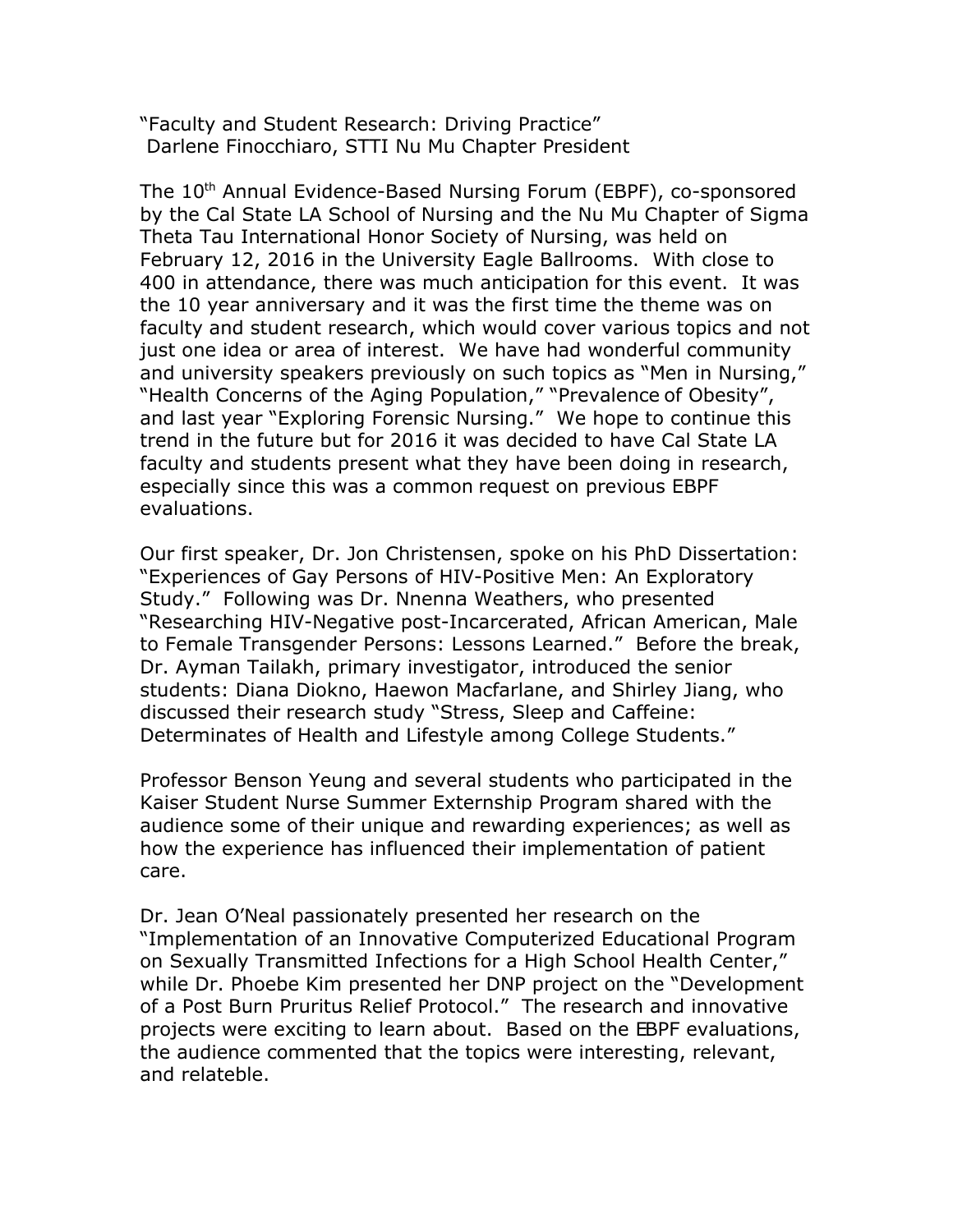"Faculty and Student Research: Driving Practice"
Darlene Finocchiaro, STTI Nu Mu Chapter President

The 10th Annual Evidence-Based Nursing Forum (EBPF), co-sponsored by the Cal State LA School of Nursing and the Nu Mu Chapter of Sigma Theta Tau International Honor Society of Nursing, was held on February 12, 2016 in the University Eagle Ballrooms. With close to 400 in attendance, there was much anticipation for this event. It was the 10 year anniversary and it was the first time the theme was on faculty and student research, which would cover various topics and not just one idea or area of interest. We have had wonderful community and university speakers previously on such topics as "Men in Nursing," "Health Concerns of the Aging Population," "Prevalence of Obesity", and last year "Exploring Forensic Nursing." We hope to continue this trend in the future but for 2016 it was decided to have Cal State LA faculty and students present what they have been doing in research, especially since this was a common request on previous EBPF evaluations.

Our first speaker, Dr. Jon Christensen, spoke on his PhD Dissertation: "Experiences of Gay Persons of HIV-Positive Men: An Exploratory Study." Following was Dr. Nnenna Weathers, who presented "Researching HIV-Negative post-Incarcerated, African American, Male to Female Transgender Persons: Lessons Learned." Before the break, Dr. Ayman Tailakh, primary investigator, introduced the senior students: Diana Diokno, Haewon Macfarlane, and Shirley Jiang, who discussed their research study "Stress, Sleep and Caffeine: Determinates of Health and Lifestyle among College Students."

Professor Benson Yeung and several students who participated in the Kaiser Student Nurse Summer Externship Program shared with the audience some of their unique and rewarding experiences; as well as how the experience has influenced their implementation of patient care.

Dr. Jean O'Neal passionately presented her research on the "Implementation of an Innovative Computerized Educational Program on Sexually Transmitted Infections for a High School Health Center," while Dr. Phoebe Kim presented her DNP project on the "Development of a Post Burn Pruritus Relief Protocol." The research and innovative projects were exciting to learn about. Based on the EBPF evaluations, the audience commented that the topics were interesting, relevant, and relateble.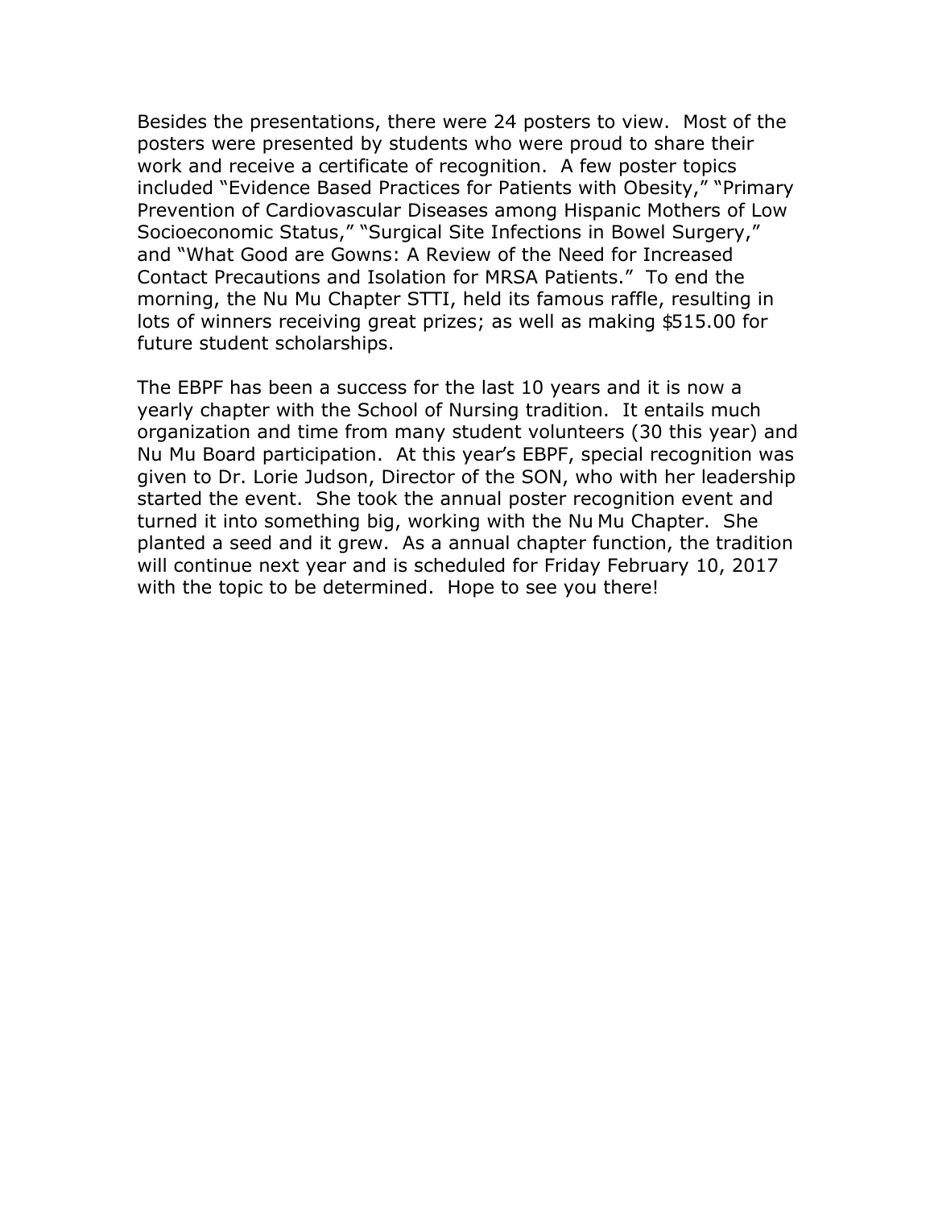Besides the presentations, there were 24 posters to view. Most of the posters were presented by students who were proud to share their work and receive a certificate of recognition. A few poster topics included "Evidence Based Practices for Patients with Obesity," "Primary Prevention of Cardiovascular Diseases among Hispanic Mothers of Low Socioeconomic Status," "Surgical Site Infections in Bowel Surgery," and "What Good are Gowns: A Review of the Need for Increased Contact Precautions and Isolation for MRSA Patients." To end the morning, the Nu Mu Chapter STTI, held its famous raffle, resulting in lots of winners receiving great prizes; as well as making $515.00 for future student scholarships.

The EBPF has been a success for the last 10 years and it is now a yearly chapter with the School of Nursing tradition. It entails much organization and time from many student volunteers (30 this year) and Nu Mu Board participation. At this year's EBPF, special recognition was given to Dr. Lorie Judson, Director of the SON, who with her leadership started the event. She took the annual poster recognition event and turned it into something big, working with the Nu Mu Chapter. She planted a seed and it grew. As a annual chapter function, the tradition will continue next year and is scheduled for Friday February 10, 2017 with the topic to be determined. Hope to see you there!